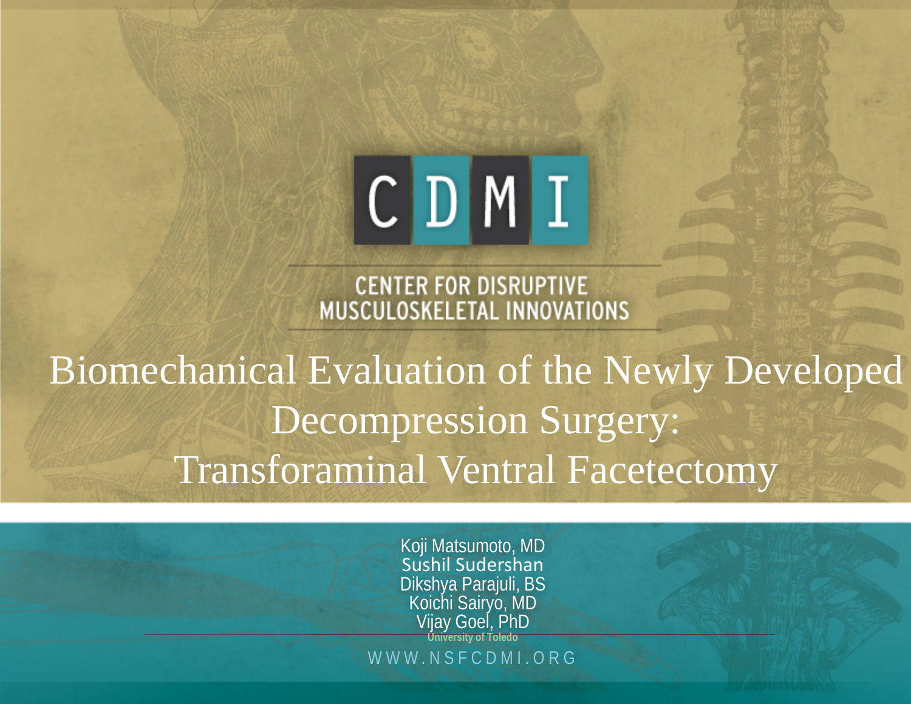CDMI

CENTER FOR DISRUPTIVE MUSCULOSKELETAL INNOVATIONS

# Biomechanical Evaluation of the Newly Developed Decompression Surgery: Transforaminal Ventral Facetectomy

Koji Matsumoto, MD
Sushil Sudershan
Dikshya Parajuli, BS
Koichi Sairyo, MD
Vijay Goel, PhD
University of Toledo

WWW.NSFCDMI.ORG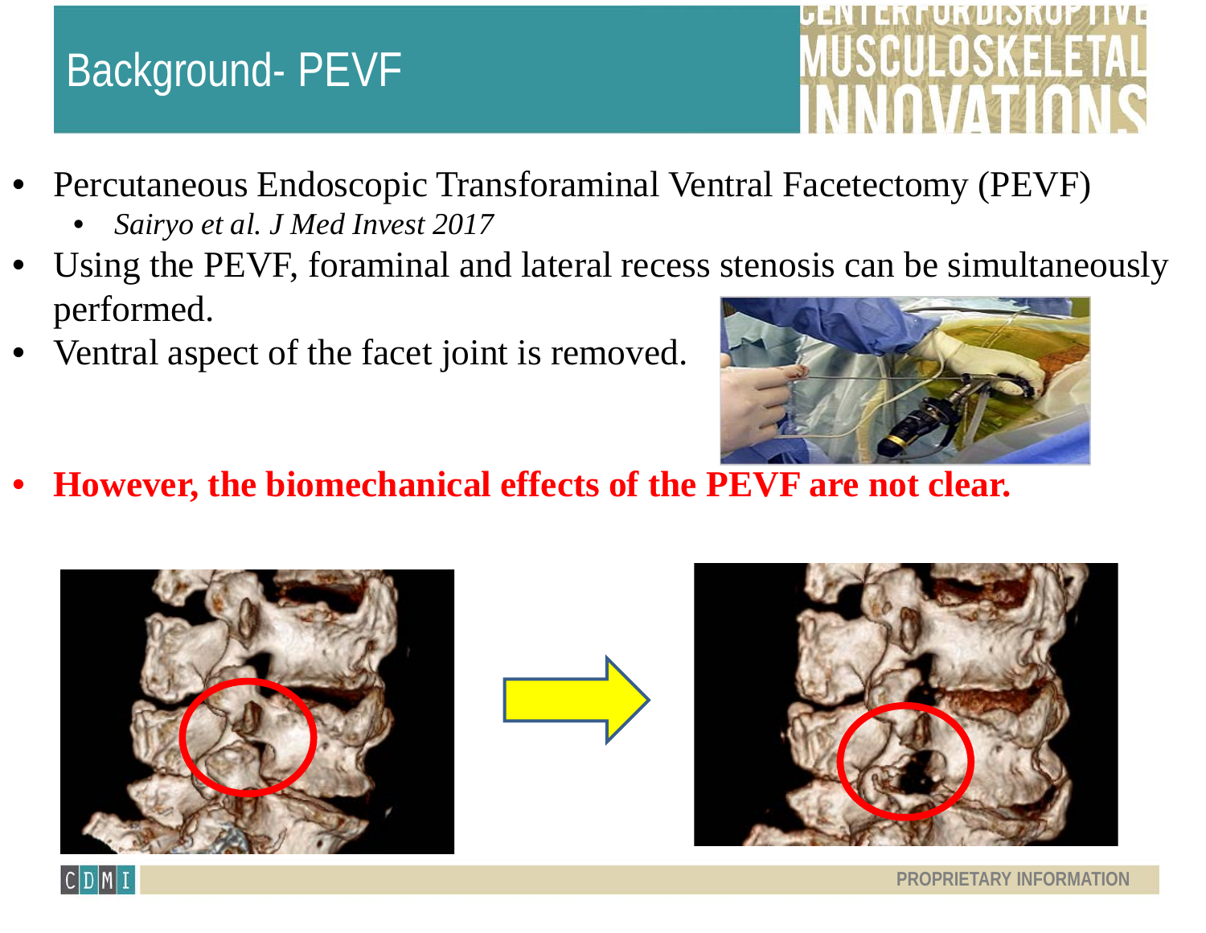# Background- PEVF

- Percutaneous Endoscopic Transforaminal Ventral Facetectomy (PEVF)
  - *Sairyo et al. J Med Invest 2017*
- Using the PEVF, foraminal and lateral recess stenosis can be simultaneously performed.
- Ventral aspect of the facet joint is removed.
- **However, the biomechanical effects of the PEVF are not clear.**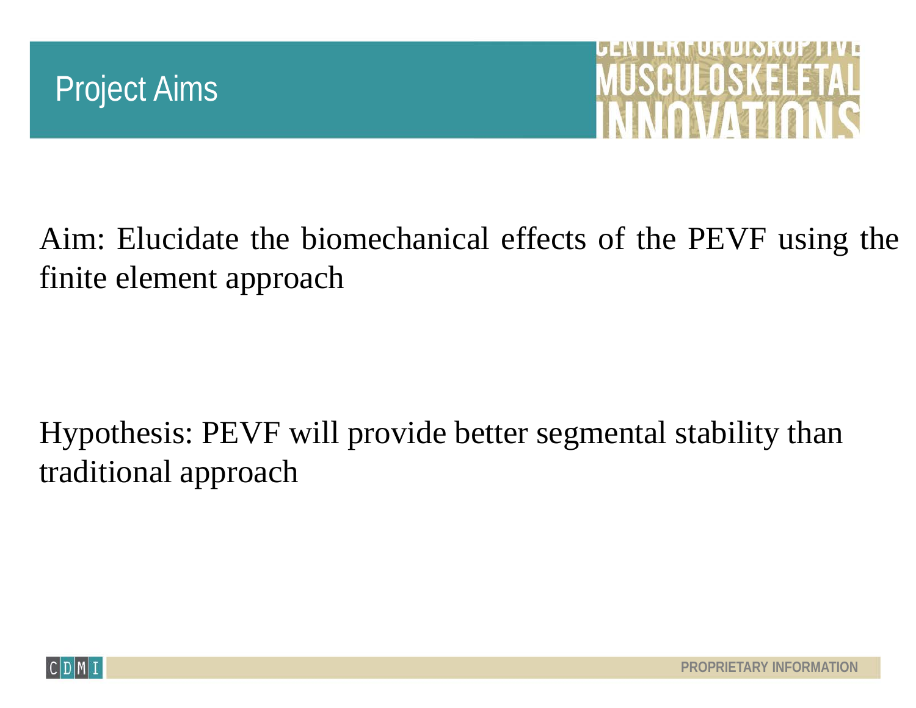# Project Aims

Aim: Elucidate the biomechanical effects of the PEVF using the finite element approach

Hypothesis: PEVF will provide better segmental stability than traditional approach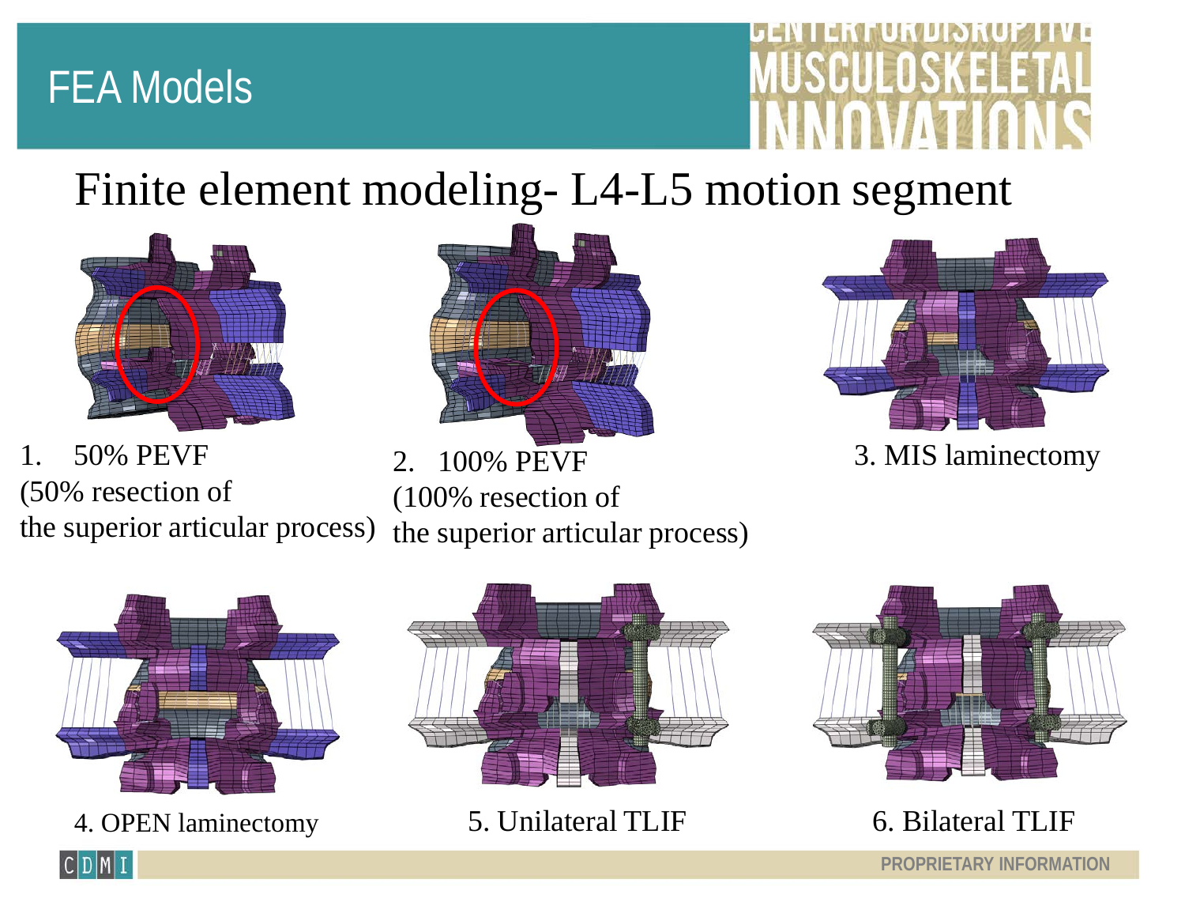# FEA Models

## Finite element modeling- L4-L5 motion segment

1. 50% PEVF (50% resection of the superior articular process)

2. 100% PEVF (100% resection of the superior articular process)

3. MIS laminectomy

4. OPEN laminectomy

5. Unilateral TLIF

6. Bilateral TLIF

PROPRIETARY INFORMATION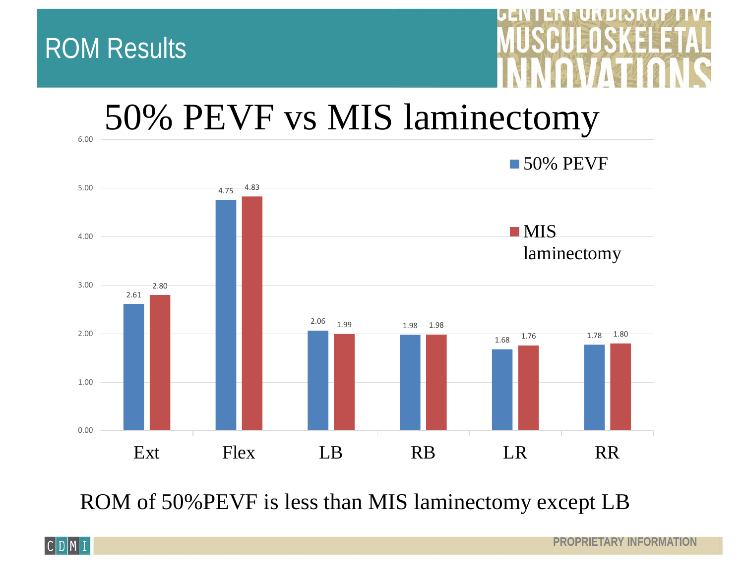# ROM Results

## 50% PEVF vs MIS laminectomy

6.00
5.00
4.00
3.00
2.00
1.00
0.00

50% PEVF
MIS laminectomy

2.61 2.80
4.75 4.83
2.06 1.99
1.98 1.98
1.68 1.76
1.78 1.80

Ext Flex LB RB LR RR

ROM of 50%PEVF is less than MIS laminectomy except LB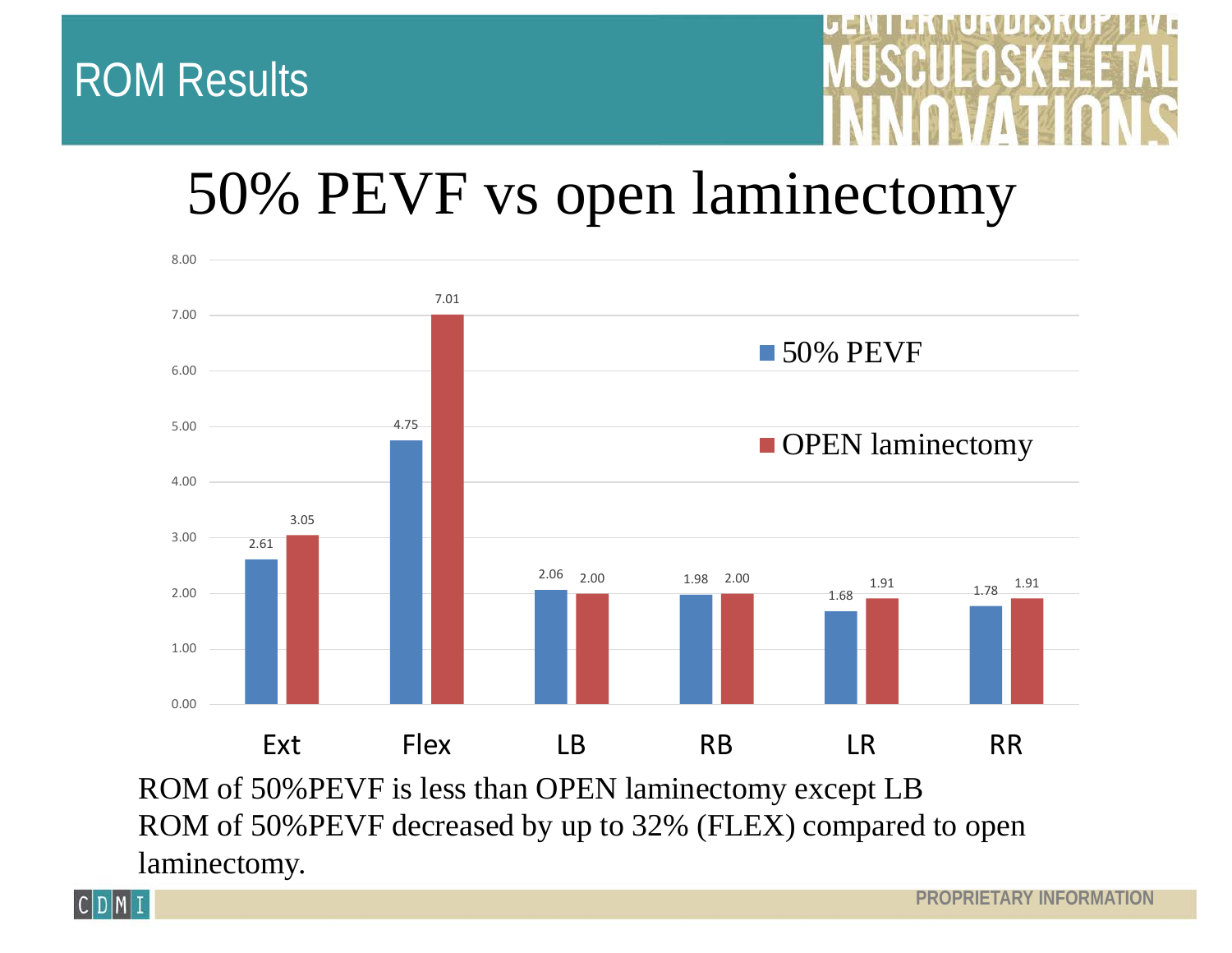# ROM Results

## 50% PEVF vs open laminectomy

8.00
7.00
6.00
5.00
4.00
3.00
2.00
1.00
0.00

50% PEVF
OPEN laminectomy

Ext: 2.61, 3.05
Flex: 4.75, 7.01
LB: 2.06, 2.00
RB: 1.98, 2.00
LR: 1.68, 1.91
RR: 1.78, 1.91

ROM of 50%PEVF is less than OPEN laminectomy except LB
ROM of 50%PEVF decreased by up to 32% (FLEX) compared to open laminectomy.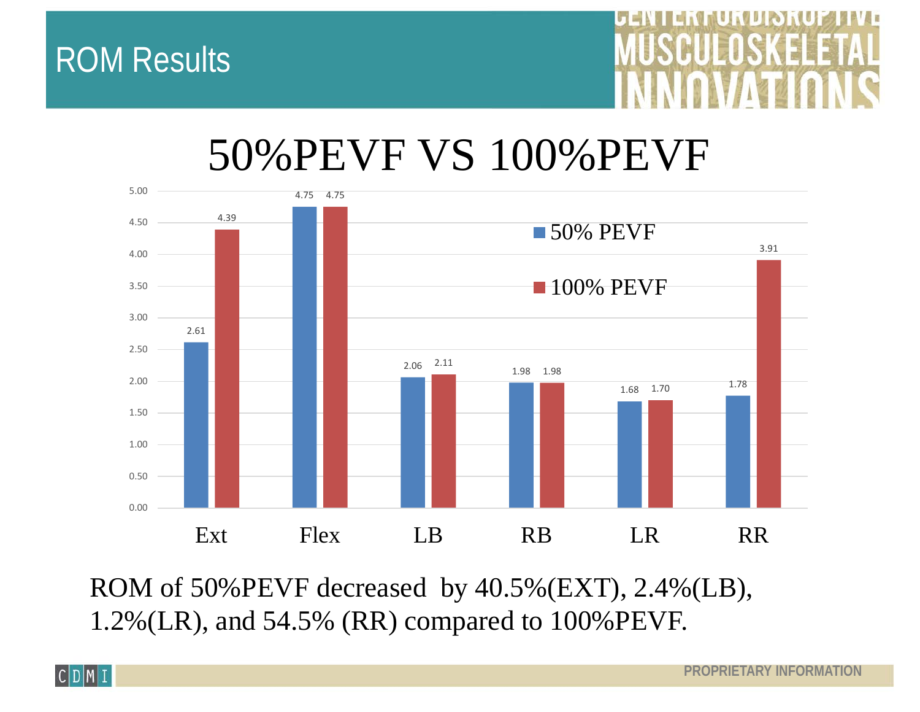# ROM Results

## 50%PEVF VS 100%PEVF

5.00
4.50
4.00
3.50
3.00
2.50
2.00
1.50
1.00
0.50
0.00

50% PEVF
100% PEVF

2.61 4.39
4.75 4.75
2.06 2.11
1.98 1.98
1.68 1.70
1.78 3.91

Ext
Flex
LB
RB
LR
RR

ROM of 50%PEVF decreased by 40.5%(EXT), 2.4%(LB), 1.2%(LR), and 54.5% (RR) compared to 100%PEVF.

PROPRIETARY INFORMATION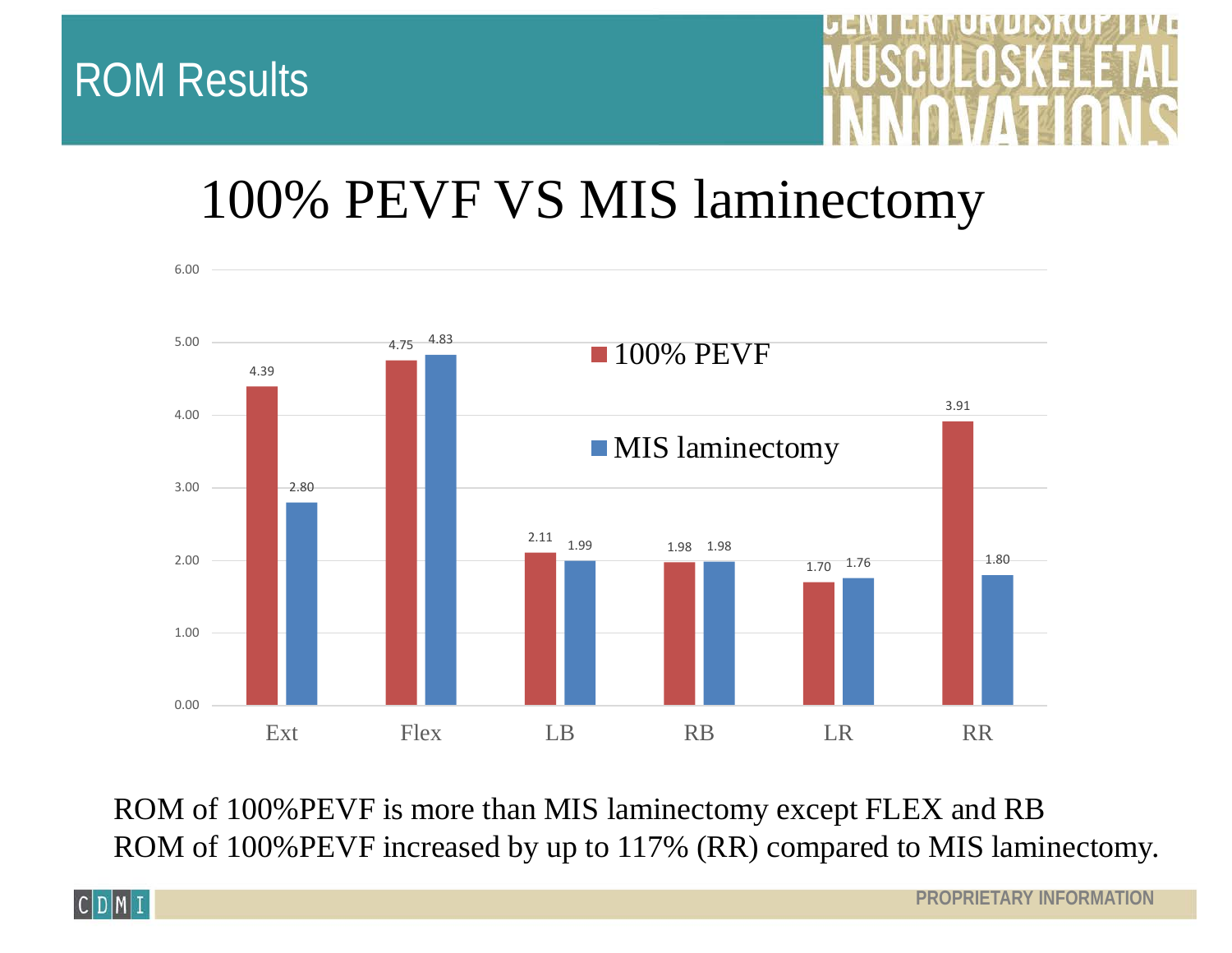# ROM Results

CENTER FOR DISRUPTIVE MUSCULOSKELETAL INNOVATIONS

## 100% PEVF VS MIS laminectomy

100% PEVF
MIS laminectomy

6.00
5.00
4.00
3.00
2.00
1.00
0.00

4.39
2.80
4.75
4.83
2.11
1.99
1.98
1.98
1.70
1.76
3.91
1.80

Ext
Flex
LB
RB
LR
RR

ROM of 100%PEVF is more than MIS laminectomy except FLEX and RB
ROM of 100%PEVF increased by up to 117% (RR) compared to MIS laminectomy.

CDMI

PROPRIETARY INFORMATION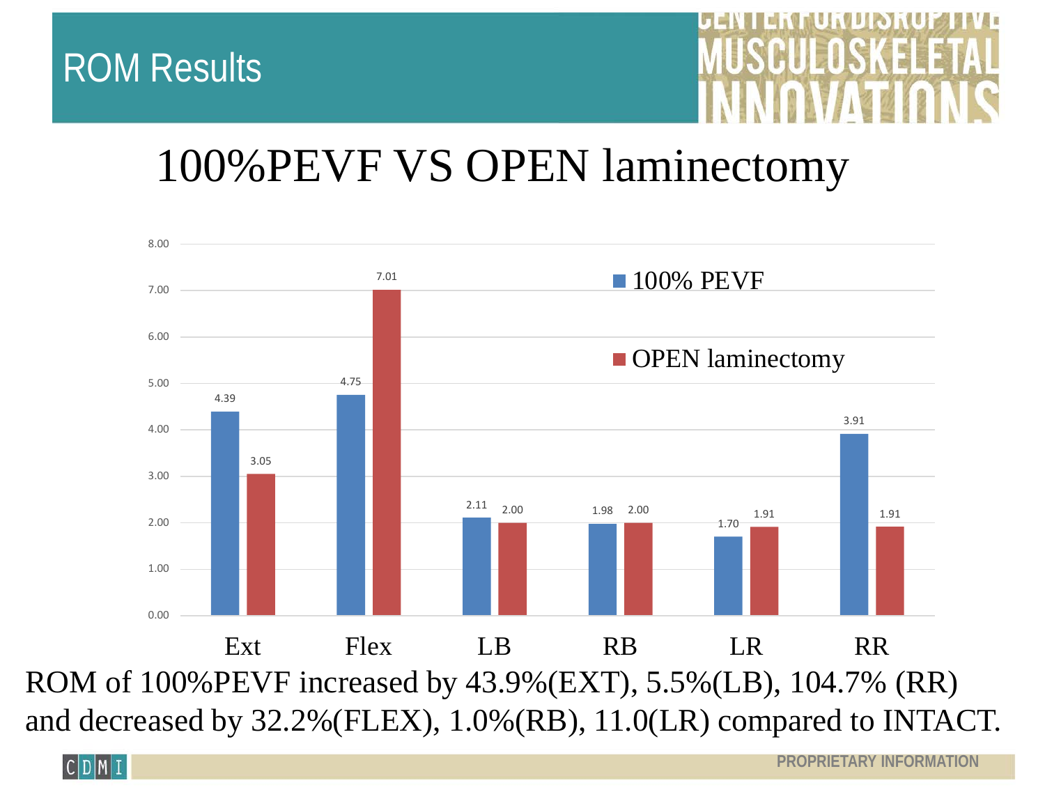# ROM Results

## 100%PEVF VS OPEN laminectomy

8.00
7.00
6.00
5.00
4.00
3.00
2.00
1.00
0.00

■ 100% PEVF
■ OPEN laminectomy

4.39
3.05
4.75
7.01
2.11
2.00
1.98
2.00
1.70
1.91
3.91
1.91

Ext
Flex
LB
RB
LR
RR

ROM of 100%PEVF increased by 43.9%(EXT), 5.5%(LB), 104.7% (RR) and decreased by 32.2%(FLEX), 1.0%(RB), 11.0(LR) compared to INTACT.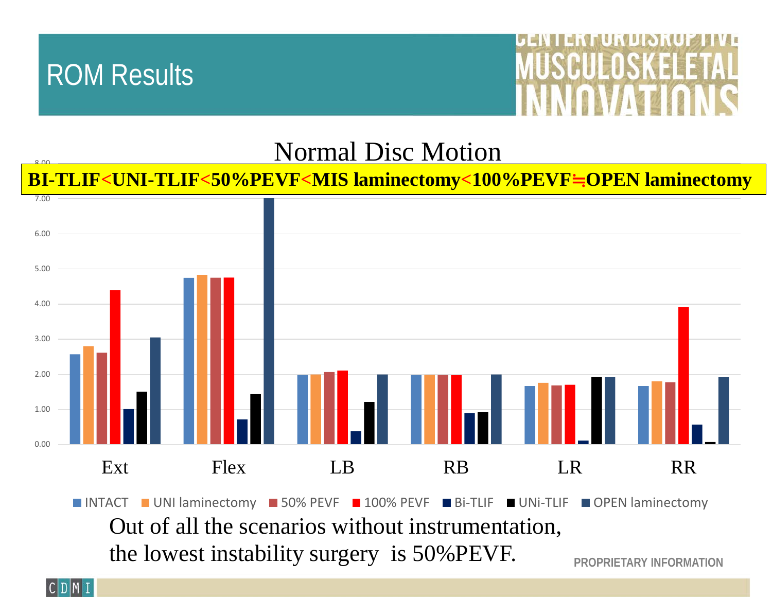# ROM Results

CENTER FOR DISRUPTIVE MUSCULOSKELETAL INNOVATIONS

Normal Disc Motion

**BI-TLIF<UNI-TLIF<50%PEVF<MIS laminectomy<100%PEVF≒OPEN laminectomy**

8.00
7.00
6.00
5.00
4.00
3.00
2.00
1.00
0.00

Ext
Flex
LB
RB
LR
RR

INTACT
UNI laminectomy
50% PEVF
100% PEVF
Bi-TLIF
UNi-TLIF
OPEN laminectomy

Out of all the scenarios without instrumentation, the lowest instability surgery is 50%PEVF.

PROPRIETARY INFORMATION

CDMI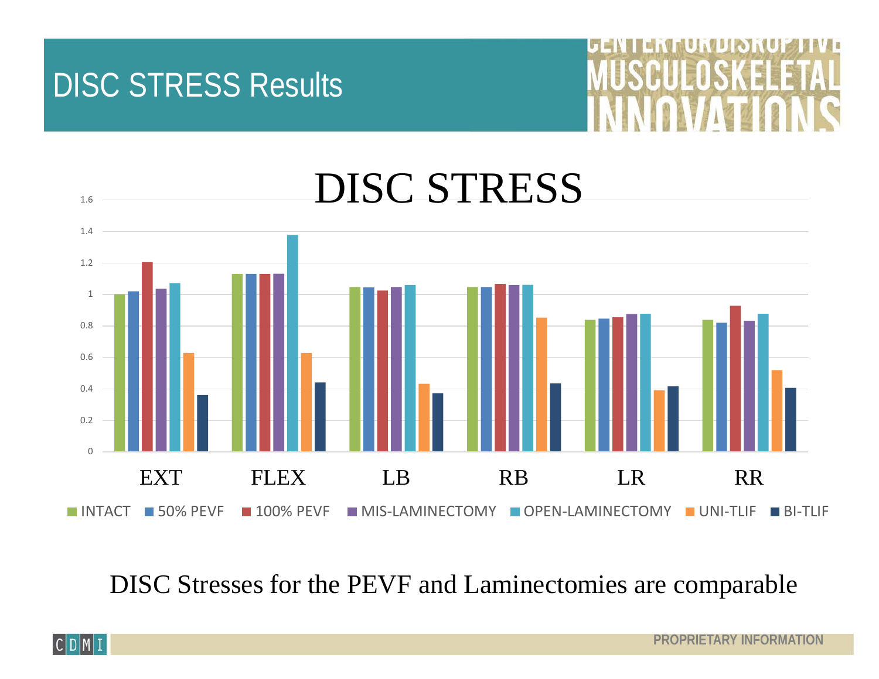# DISC STRESS Results

CENTER FOR DISRUPTIVE MUSCULOSKELETAL INNOVATIONS

## DISC STRESS

1.6
1.4
1.2
1
0.8
0.6
0.4
0.2
0

EXT FLEX LB RB LR RR

INTACT 50% PEVF 100% PEVF MIS-LAMINECTOMY OPEN-LAMINECTOMY UNI-TLIF BI-TLIF

DISC Stresses for the PEVF and Laminectomies are comparable

CDMI

PROPRIETARY INFORMATION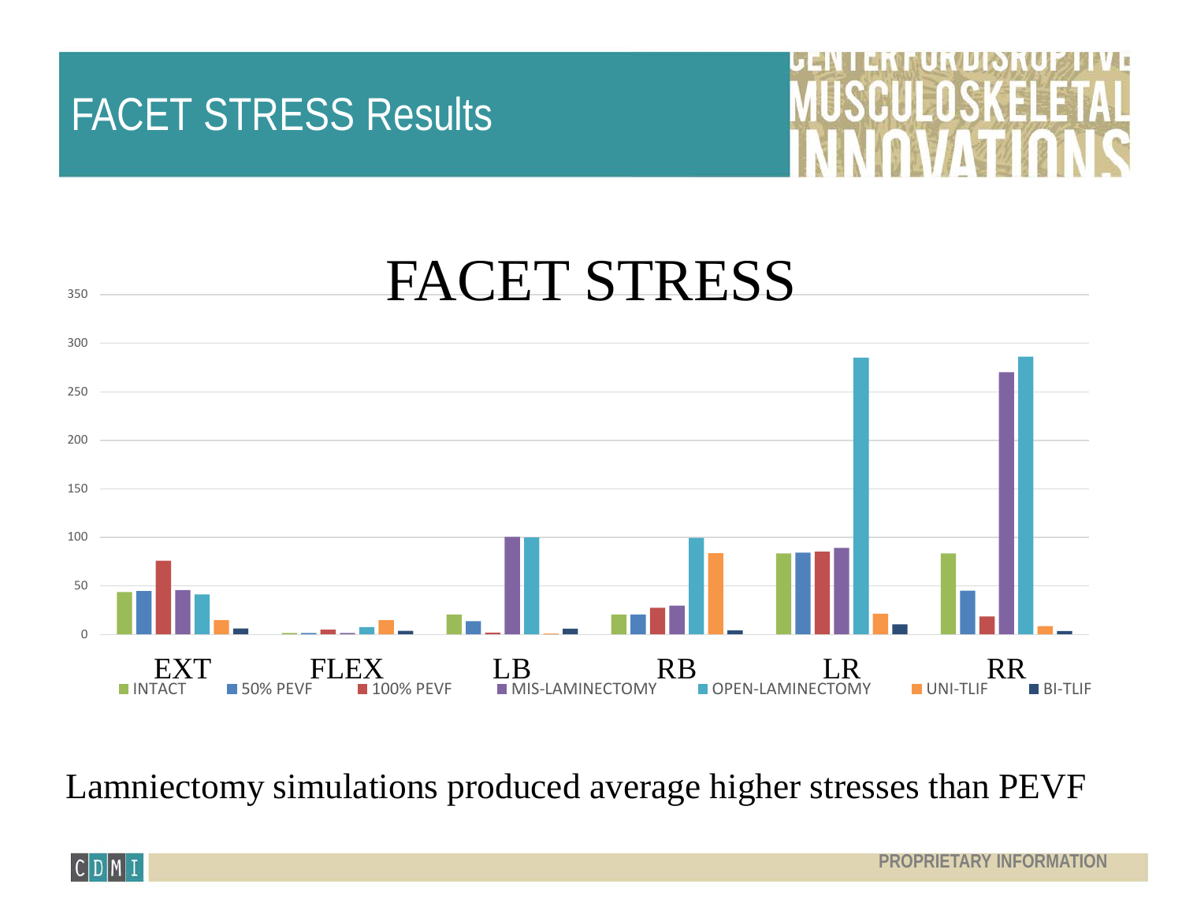# FACET STRESS Results

CENTER FOR DISRUPTIVE MUSCULOSKELETAL INNOVATIONS

FACET STRESS

350
300
250
200
150
100
50
0

EXT
FLEX
LB
RB
LR
RR

INTACT
50% PEVF
100% PEVF
MIS-LAMINECTOMY
OPEN-LAMINECTOMY
UNI-TLIF
BI-TLIF

Lamniectomy simulations produced average higher stresses than PEVF

CDMI

PROPRIETARY INFORMATION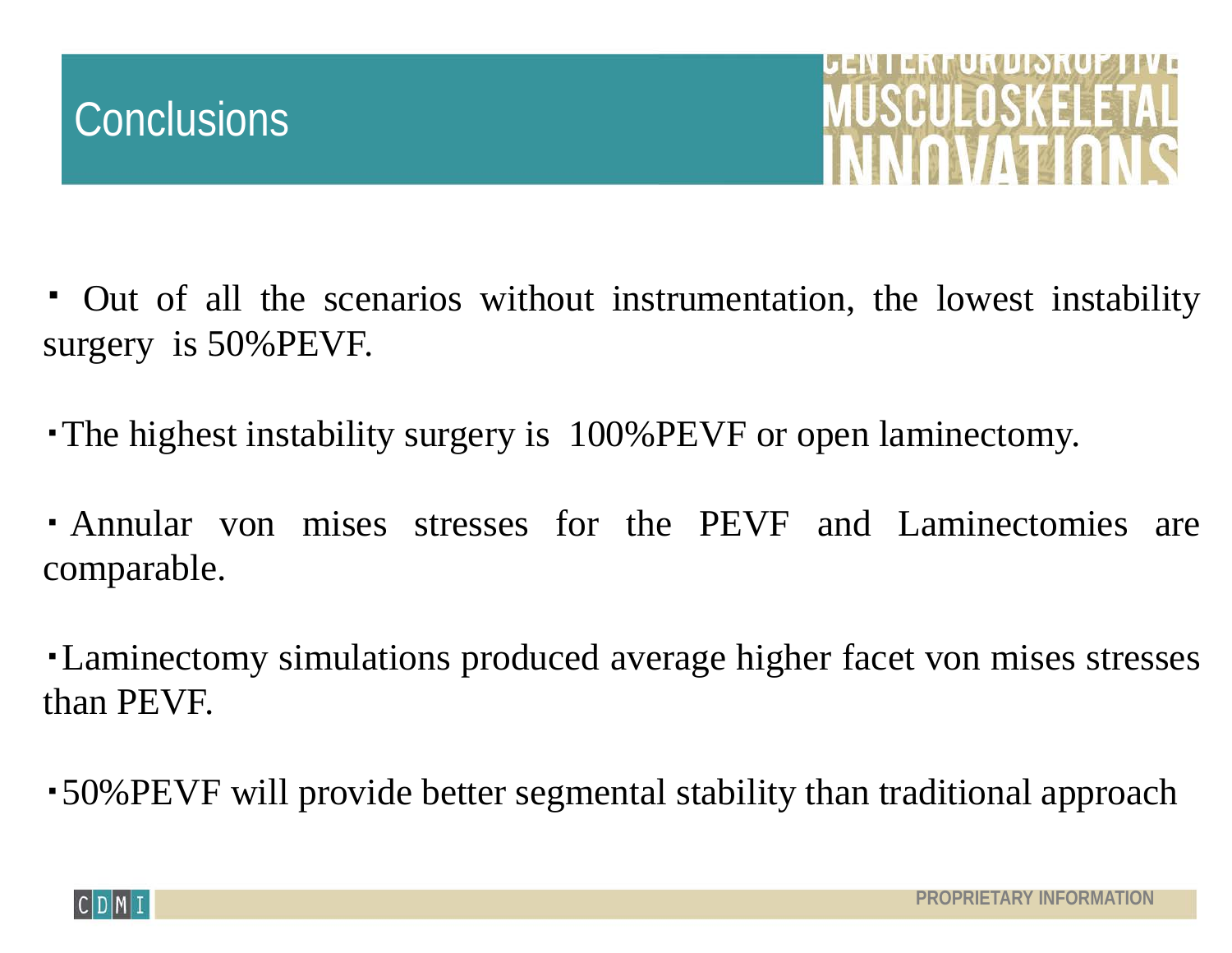# Conclusions

- Out of all the scenarios without instrumentation, the lowest instability surgery is 50%PEVF.

- The highest instability surgery is 100%PEVF or open laminectomy.

- Annular von mises stresses for the PEVF and Laminectomies are comparable.

- Laminectomy simulations produced average higher facet von mises stresses than PEVF.

- 50%PEVF will provide better segmental stability than traditional approach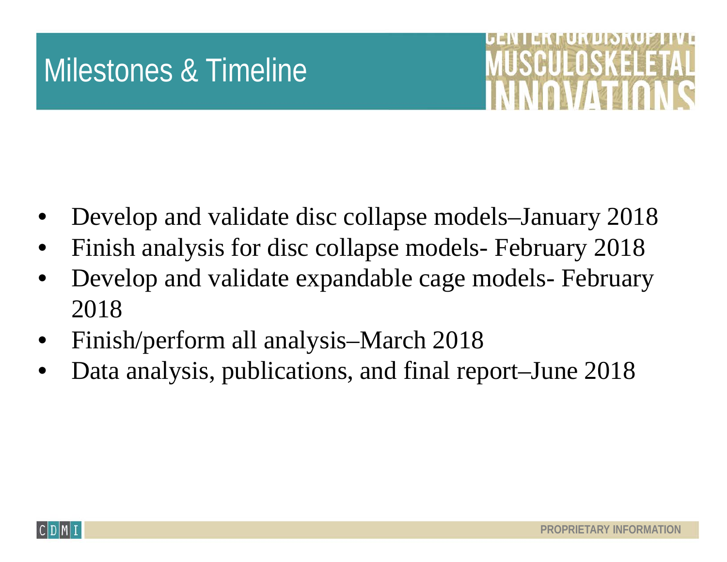# Milestones & Timeline

- Develop and validate disc collapse models–January 2018
- Finish analysis for disc collapse models- February 2018
- Develop and validate expandable cage models- February 2018
- Finish/perform all analysis–March 2018
- Data analysis, publications, and final report–June 2018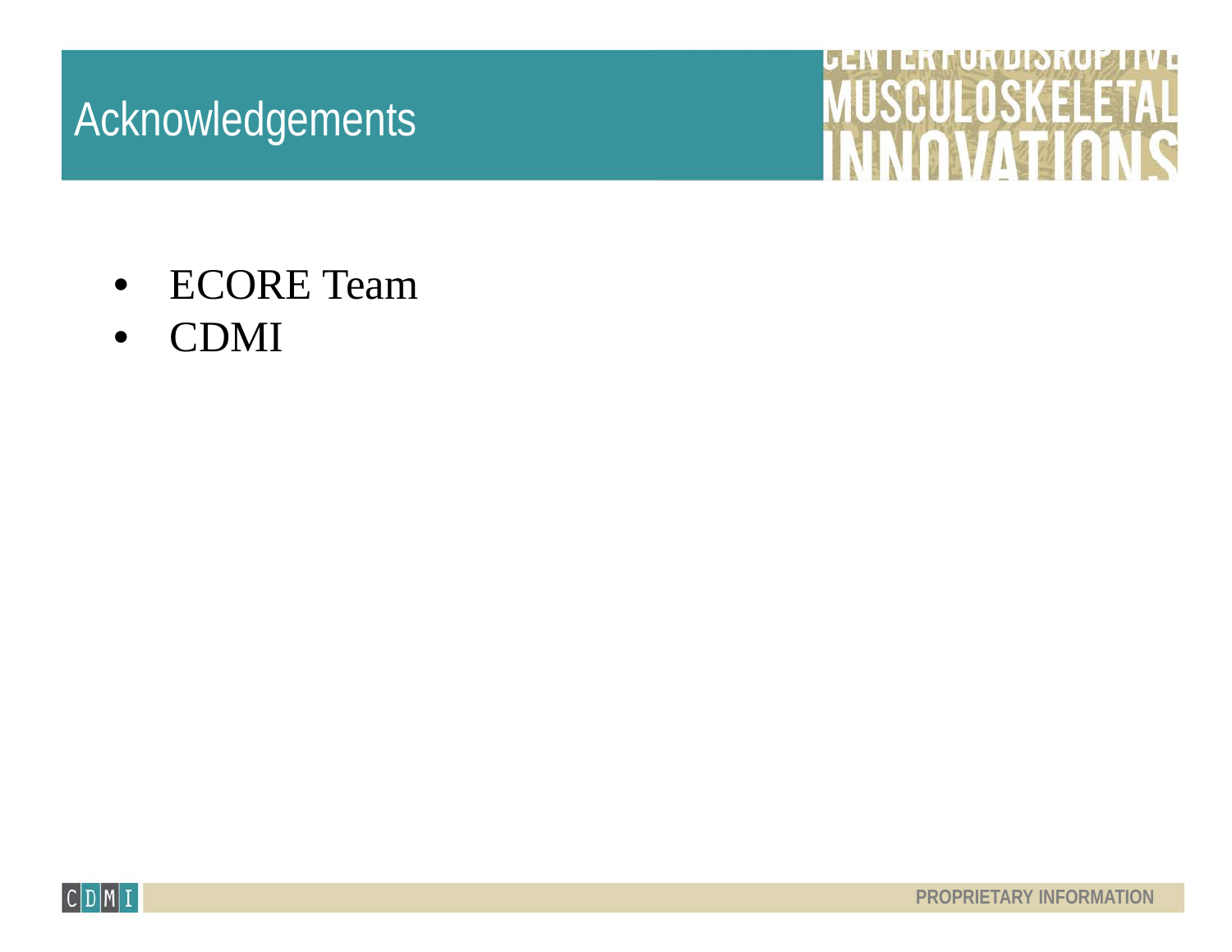# Acknowledgements

- ECORE Team
- CDMI